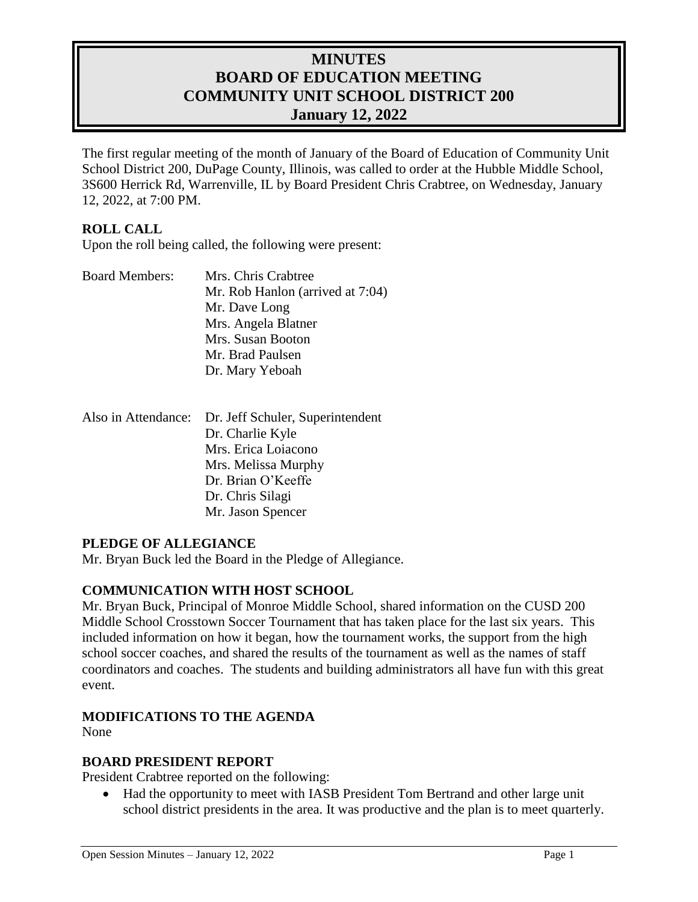# MINUTES
# BOARD OF EDUCATION MEETING
# COMMUNITY UNIT SCHOOL DISTRICT 200
# January 12, 2022

The first regular meeting of the month of January of the Board of Education of Community Unit School District 200, DuPage County, Illinois, was called to order at the Hubble Middle School, 3S600 Herrick Rd, Warrenville, IL by Board President Chris Crabtree, on Wednesday, January 12, 2022, at 7:00 PM.

## ROLL CALL

Upon the roll being called, the following were present:

Board Members:
- Mrs. Chris Crabtree
- Mr. Rob Hanlon (arrived at 7:04)
- Mr. Dave Long
- Mrs. Angela Blatner
- Mrs. Susan Booton
- Mr. Brad Paulsen
- Dr. Mary Yeboah

Also in Attendance:
- Dr. Jeff Schuler, Superintendent
- Dr. Charlie Kyle
- Mrs. Erica Loiacono
- Mrs. Melissa Murphy
- Dr. Brian O'Keeffe
- Dr. Chris Silagi
- Mr. Jason Spencer

## PLEDGE OF ALLEGIANCE

Mr. Bryan Buck led the Board in the Pledge of Allegiance.

## COMMUNICATION WITH HOST SCHOOL

Mr. Bryan Buck, Principal of Monroe Middle School, shared information on the CUSD 200 Middle School Crosstown Soccer Tournament that has taken place for the last six years. This included information on how it began, how the tournament works, the support from the high school soccer coaches, and shared the results of the tournament as well as the names of staff coordinators and coaches. The students and building administrators all have fun with this great event.

## MODIFICATIONS TO THE AGENDA

None

## BOARD PRESIDENT REPORT

President Crabtree reported on the following:

- Had the opportunity to meet with IASB President Tom Bertrand and other large unit school district presidents in the area. It was productive and the plan is to meet quarterly.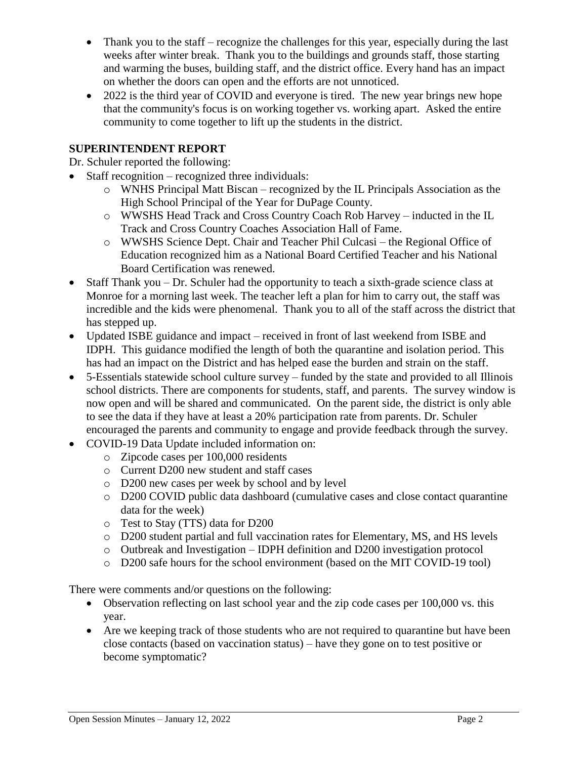- Thank you to the staff – recognize the challenges for this year, especially during the last weeks after winter break. Thank you to the buildings and grounds staff, those starting and warming the buses, building staff, and the district office. Every hand has an impact on whether the doors can open and the efforts are not unnoticed.
- 2022 is the third year of COVID and everyone is tired. The new year brings new hope that the community's focus is on working together vs. working apart. Asked the entire community to come together to lift up the students in the district.

**SUPERINTENDENT REPORT**

Dr. Schuler reported the following:

- Staff recognition – recognized three individuals:
  - WNHS Principal Matt Biscan – recognized by the IL Principals Association as the High School Principal of the Year for DuPage County.
  - WWSHS Head Track and Cross Country Coach Rob Harvey – inducted in the IL Track and Cross Country Coaches Association Hall of Fame.
  - WWSHS Science Dept. Chair and Teacher Phil Culcasi – the Regional Office of Education recognized him as a National Board Certified Teacher and his National Board Certification was renewed.
- Staff Thank you – Dr. Schuler had the opportunity to teach a sixth-grade science class at Monroe for a morning last week. The teacher left a plan for him to carry out, the staff was incredible and the kids were phenomenal. Thank you to all of the staff across the district that has stepped up.
- Updated ISBE guidance and impact – received in front of last weekend from ISBE and IDPH. This guidance modified the length of both the quarantine and isolation period. This has had an impact on the District and has helped ease the burden and strain on the staff.
- 5-Essentials statewide school culture survey – funded by the state and provided to all Illinois school districts. There are components for students, staff, and parents. The survey window is now open and will be shared and communicated. On the parent side, the district is only able to see the data if they have at least a 20% participation rate from parents. Dr. Schuler encouraged the parents and community to engage and provide feedback through the survey.
- COVID-19 Data Update included information on:
  - Zipcode cases per 100,000 residents
  - Current D200 new student and staff cases
  - D200 new cases per week by school and by level
  - D200 COVID public data dashboard (cumulative cases and close contact quarantine data for the week)
  - Test to Stay (TTS) data for D200
  - D200 student partial and full vaccination rates for Elementary, MS, and HS levels
  - Outbreak and Investigation – IDPH definition and D200 investigation protocol
  - D200 safe hours for the school environment (based on the MIT COVID-19 tool)

There were comments and/or questions on the following:

- Observation reflecting on last school year and the zip code cases per 100,000 vs. this year.
- Are we keeping track of those students who are not required to quarantine but have been close contacts (based on vaccination status) – have they gone on to test positive or become symptomatic?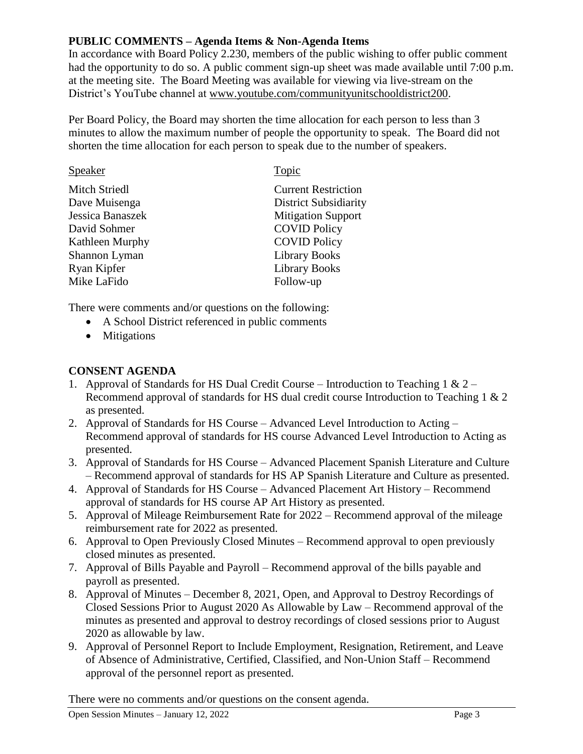## PUBLIC COMMENTS – Agenda Items & Non-Agenda Items

In accordance with Board Policy 2.230, members of the public wishing to offer public comment had the opportunity to do so. A public comment sign-up sheet was made available until 7:00 p.m. at the meeting site. The Board Meeting was available for viewing via live-stream on the District's YouTube channel at www.youtube.com/communityunitschooldistrict200.

Per Board Policy, the Board may shorten the time allocation for each person to less than 3 minutes to allow the maximum number of people the opportunity to speak. The Board did not shorten the time allocation for each person to speak due to the number of speakers.

| Speaker | Topic |
| --- | --- |
| Mitch Striedl | Current Restriction |
| Dave Muisenga | District Subsidiarity |
| Jessica Banaszek | Mitigation Support |
| David Sohmer | COVID Policy |
| Kathleen Murphy | COVID Policy |
| Shannon Lyman | Library Books |
| Ryan Kipfer | Library Books |
| Mike LaFido | Follow-up |

There were comments and/or questions on the following:

- A School District referenced in public comments
- Mitigations

## CONSENT AGENDA

1. Approval of Standards for HS Dual Credit Course – Introduction to Teaching 1 & 2 – Recommend approval of standards for HS dual credit course Introduction to Teaching 1 & 2 as presented.
2. Approval of Standards for HS Course – Advanced Level Introduction to Acting – Recommend approval of standards for HS course Advanced Level Introduction to Acting as presented.
3. Approval of Standards for HS Course – Advanced Placement Spanish Literature and Culture – Recommend approval of standards for HS AP Spanish Literature and Culture as presented.
4. Approval of Standards for HS Course – Advanced Placement Art History – Recommend approval of standards for HS course AP Art History as presented.
5. Approval of Mileage Reimbursement Rate for 2022 – Recommend approval of the mileage reimbursement rate for 2022 as presented.
6. Approval to Open Previously Closed Minutes – Recommend approval to open previously closed minutes as presented.
7. Approval of Bills Payable and Payroll – Recommend approval of the bills payable and payroll as presented.
8. Approval of Minutes – December 8, 2021, Open, and Approval to Destroy Recordings of Closed Sessions Prior to August 2020 As Allowable by Law – Recommend approval of the minutes as presented and approval to destroy recordings of closed sessions prior to August 2020 as allowable by law.
9. Approval of Personnel Report to Include Employment, Resignation, Retirement, and Leave of Absence of Administrative, Certified, Classified, and Non-Union Staff – Recommend approval of the personnel report as presented.

There were no comments and/or questions on the consent agenda.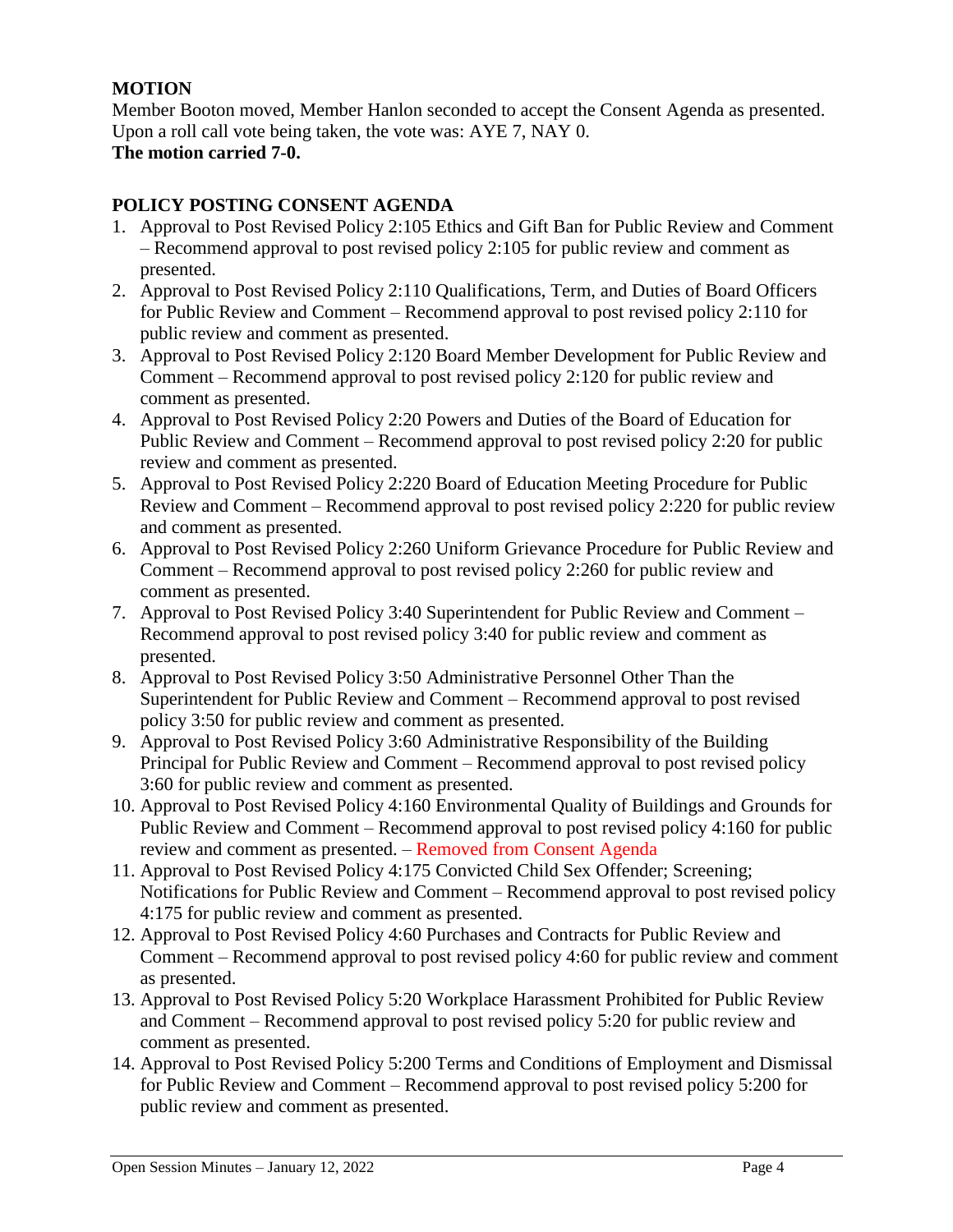**MOTION**

Member Booton moved, Member Hanlon seconded to accept the Consent Agenda as presented. Upon a roll call vote being taken, the vote was: AYE 7, NAY 0.

**The motion carried 7-0.**

**POLICY POSTING CONSENT AGENDA**

1. Approval to Post Revised Policy 2:105 Ethics and Gift Ban for Public Review and Comment – Recommend approval to post revised policy 2:105 for public review and comment as presented.
2. Approval to Post Revised Policy 2:110 Qualifications, Term, and Duties of Board Officers for Public Review and Comment – Recommend approval to post revised policy 2:110 for public review and comment as presented.
3. Approval to Post Revised Policy 2:120 Board Member Development for Public Review and Comment – Recommend approval to post revised policy 2:120 for public review and comment as presented.
4. Approval to Post Revised Policy 2:20 Powers and Duties of the Board of Education for Public Review and Comment – Recommend approval to post revised policy 2:20 for public review and comment as presented.
5. Approval to Post Revised Policy 2:220 Board of Education Meeting Procedure for Public Review and Comment – Recommend approval to post revised policy 2:220 for public review and comment as presented.
6. Approval to Post Revised Policy 2:260 Uniform Grievance Procedure for Public Review and Comment – Recommend approval to post revised policy 2:260 for public review and comment as presented.
7. Approval to Post Revised Policy 3:40 Superintendent for Public Review and Comment – Recommend approval to post revised policy 3:40 for public review and comment as presented.
8. Approval to Post Revised Policy 3:50 Administrative Personnel Other Than the Superintendent for Public Review and Comment – Recommend approval to post revised policy 3:50 for public review and comment as presented.
9. Approval to Post Revised Policy 3:60 Administrative Responsibility of the Building Principal for Public Review and Comment – Recommend approval to post revised policy 3:60 for public review and comment as presented.
10. Approval to Post Revised Policy 4:160 Environmental Quality of Buildings and Grounds for Public Review and Comment – Recommend approval to post revised policy 4:160 for public review and comment as presented. – Removed from Consent Agenda
11. Approval to Post Revised Policy 4:175 Convicted Child Sex Offender; Screening; Notifications for Public Review and Comment – Recommend approval to post revised policy 4:175 for public review and comment as presented.
12. Approval to Post Revised Policy 4:60 Purchases and Contracts for Public Review and Comment – Recommend approval to post revised policy 4:60 for public review and comment as presented.
13. Approval to Post Revised Policy 5:20 Workplace Harassment Prohibited for Public Review and Comment – Recommend approval to post revised policy 5:20 for public review and comment as presented.
14. Approval to Post Revised Policy 5:200 Terms and Conditions of Employment and Dismissal for Public Review and Comment – Recommend approval to post revised policy 5:200 for public review and comment as presented.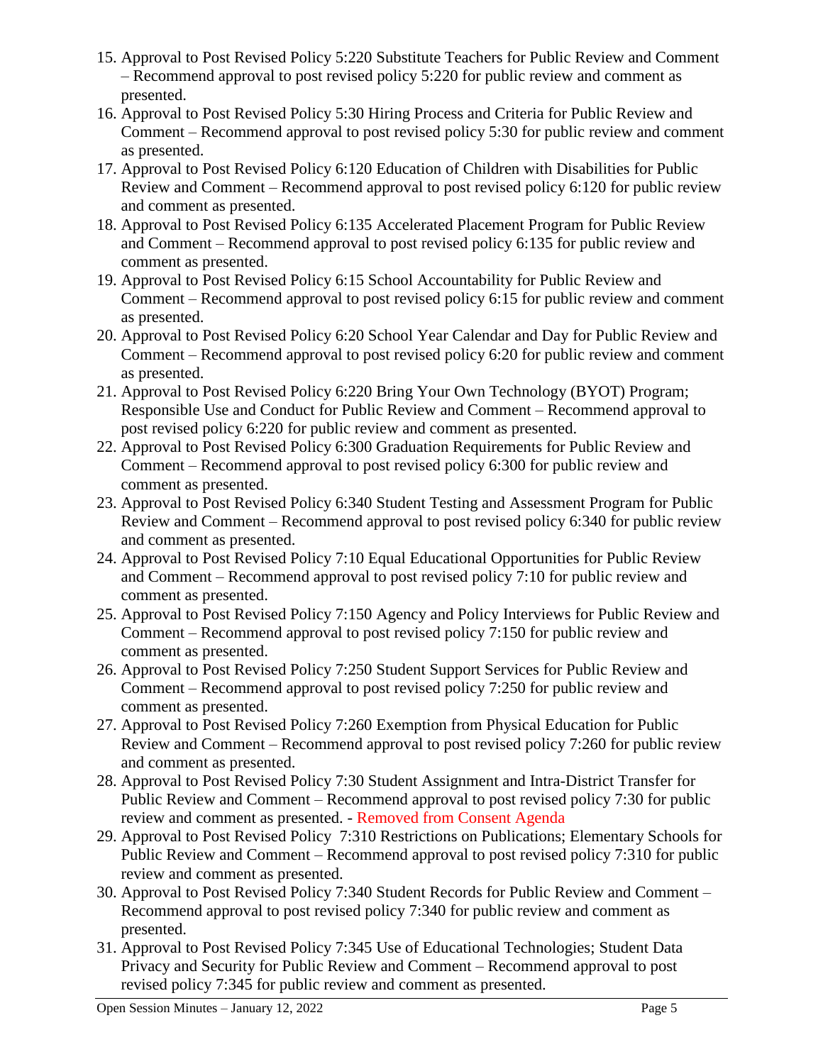15. Approval to Post Revised Policy 5:220 Substitute Teachers for Public Review and Comment – Recommend approval to post revised policy 5:220 for public review and comment as presented.
16. Approval to Post Revised Policy 5:30 Hiring Process and Criteria for Public Review and Comment – Recommend approval to post revised policy 5:30 for public review and comment as presented.
17. Approval to Post Revised Policy 6:120 Education of Children with Disabilities for Public Review and Comment – Recommend approval to post revised policy 6:120 for public review and comment as presented.
18. Approval to Post Revised Policy 6:135 Accelerated Placement Program for Public Review and Comment – Recommend approval to post revised policy 6:135 for public review and comment as presented.
19. Approval to Post Revised Policy 6:15 School Accountability for Public Review and Comment – Recommend approval to post revised policy 6:15 for public review and comment as presented.
20. Approval to Post Revised Policy 6:20 School Year Calendar and Day for Public Review and Comment – Recommend approval to post revised policy 6:20 for public review and comment as presented.
21. Approval to Post Revised Policy 6:220 Bring Your Own Technology (BYOT) Program; Responsible Use and Conduct for Public Review and Comment – Recommend approval to post revised policy 6:220 for public review and comment as presented.
22. Approval to Post Revised Policy 6:300 Graduation Requirements for Public Review and Comment – Recommend approval to post revised policy 6:300 for public review and comment as presented.
23. Approval to Post Revised Policy 6:340 Student Testing and Assessment Program for Public Review and Comment – Recommend approval to post revised policy 6:340 for public review and comment as presented.
24. Approval to Post Revised Policy 7:10 Equal Educational Opportunities for Public Review and Comment – Recommend approval to post revised policy 7:10 for public review and comment as presented.
25. Approval to Post Revised Policy 7:150 Agency and Policy Interviews for Public Review and Comment – Recommend approval to post revised policy 7:150 for public review and comment as presented.
26. Approval to Post Revised Policy 7:250 Student Support Services for Public Review and Comment – Recommend approval to post revised policy 7:250 for public review and comment as presented.
27. Approval to Post Revised Policy 7:260 Exemption from Physical Education for Public Review and Comment – Recommend approval to post revised policy 7:260 for public review and comment as presented.
28. Approval to Post Revised Policy 7:30 Student Assignment and Intra-District Transfer for Public Review and Comment – Recommend approval to post revised policy 7:30 for public review and comment as presented. - Removed from Consent Agenda
29. Approval to Post Revised Policy 7:310 Restrictions on Publications; Elementary Schools for Public Review and Comment – Recommend approval to post revised policy 7:310 for public review and comment as presented.
30. Approval to Post Revised Policy 7:340 Student Records for Public Review and Comment – Recommend approval to post revised policy 7:340 for public review and comment as presented.
31. Approval to Post Revised Policy 7:345 Use of Educational Technologies; Student Data Privacy and Security for Public Review and Comment – Recommend approval to post revised policy 7:345 for public review and comment as presented.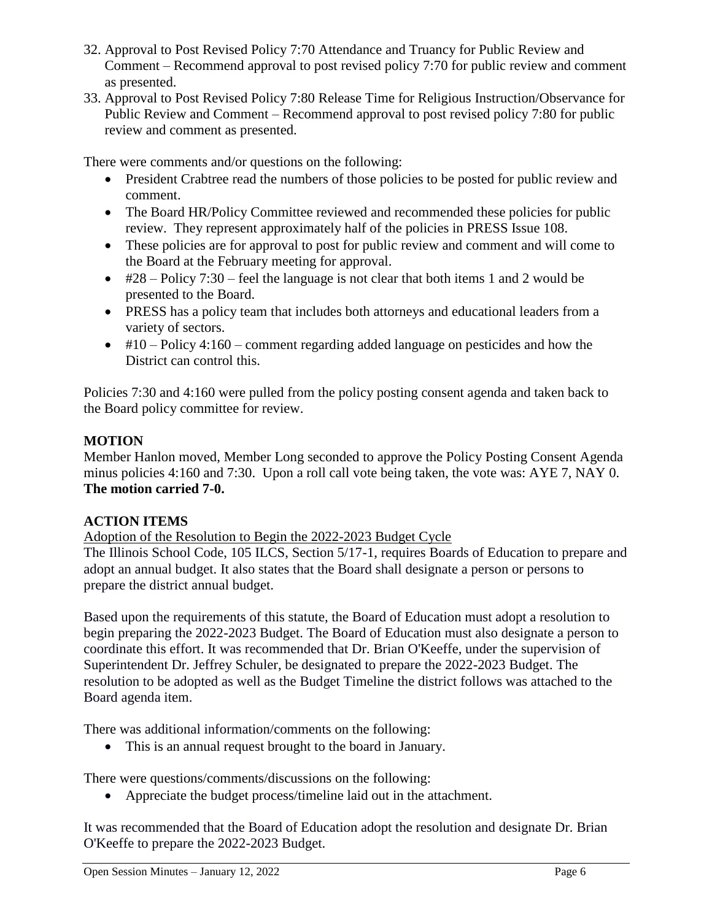32. Approval to Post Revised Policy 7:70 Attendance and Truancy for Public Review and Comment – Recommend approval to post revised policy 7:70 for public review and comment as presented.
33. Approval to Post Revised Policy 7:80 Release Time for Religious Instruction/Observance for Public Review and Comment – Recommend approval to post revised policy 7:80 for public review and comment as presented.

There were comments and/or questions on the following:

- President Crabtree read the numbers of those policies to be posted for public review and comment.
- The Board HR/Policy Committee reviewed and recommended these policies for public review. They represent approximately half of the policies in PRESS Issue 108.
- These policies are for approval to post for public review and comment and will come to the Board at the February meeting for approval.
- #28 – Policy 7:30 – feel the language is not clear that both items 1 and 2 would be presented to the Board.
- PRESS has a policy team that includes both attorneys and educational leaders from a variety of sectors.
- #10 – Policy 4:160 – comment regarding added language on pesticides and how the District can control this.

Policies 7:30 and 4:160 were pulled from the policy posting consent agenda and taken back to the Board policy committee for review.

**MOTION**

Member Hanlon moved, Member Long seconded to approve the Policy Posting Consent Agenda minus policies 4:160 and 7:30. Upon a roll call vote being taken, the vote was: AYE 7, NAY 0. **The motion carried 7-0.**

**ACTION ITEMS**

Adoption of the Resolution to Begin the 2022-2023 Budget Cycle

The Illinois School Code, 105 ILCS, Section 5/17-1, requires Boards of Education to prepare and adopt an annual budget. It also states that the Board shall designate a person or persons to prepare the district annual budget.

Based upon the requirements of this statute, the Board of Education must adopt a resolution to begin preparing the 2022-2023 Budget. The Board of Education must also designate a person to coordinate this effort. It was recommended that Dr. Brian O'Keeffe, under the supervision of Superintendent Dr. Jeffrey Schuler, be designated to prepare the 2022-2023 Budget. The resolution to be adopted as well as the Budget Timeline the district follows was attached to the Board agenda item.

There was additional information/comments on the following:

- This is an annual request brought to the board in January.

There were questions/comments/discussions on the following:

- Appreciate the budget process/timeline laid out in the attachment.

It was recommended that the Board of Education adopt the resolution and designate Dr. Brian O'Keeffe to prepare the 2022-2023 Budget.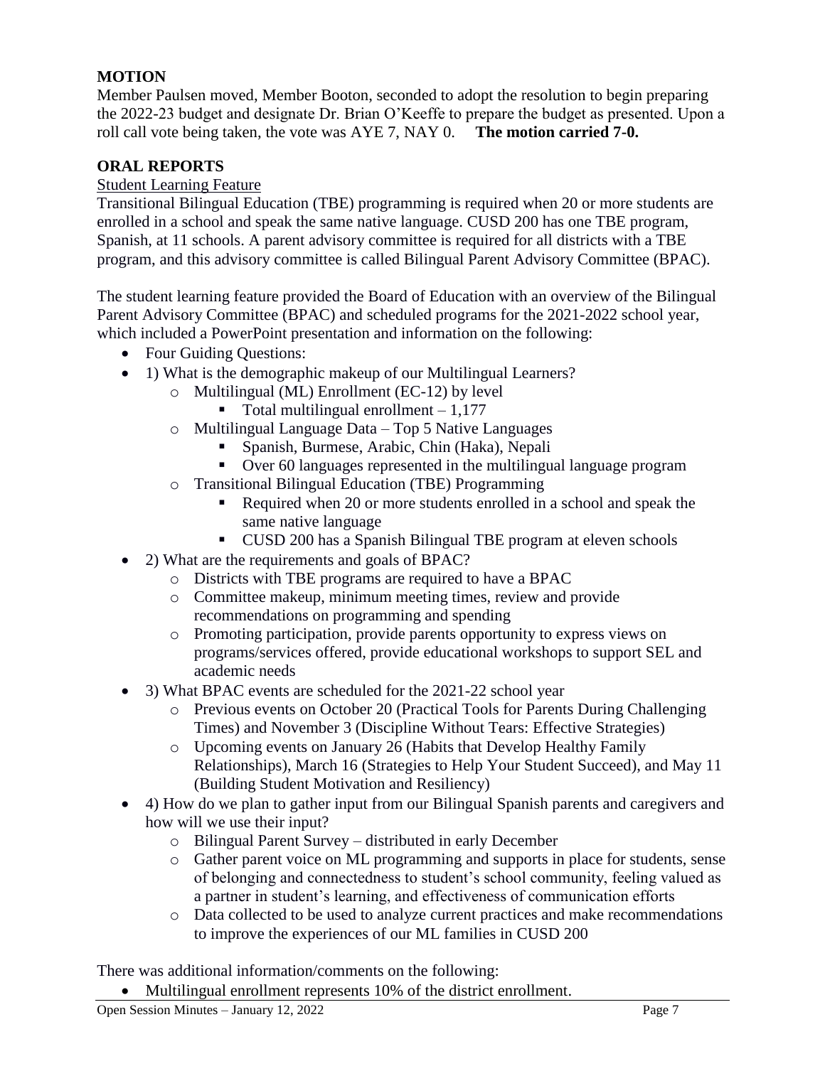**MOTION**

Member Paulsen moved, Member Booton, seconded to adopt the resolution to begin preparing the 2022-23 budget and designate Dr. Brian O'Keeffe to prepare the budget as presented. Upon a roll call vote being taken, the vote was AYE 7, NAY 0. **The motion carried 7-0.**

**ORAL REPORTS**

Student Learning Feature

Transitional Bilingual Education (TBE) programming is required when 20 or more students are enrolled in a school and speak the same native language. CUSD 200 has one TBE program, Spanish, at 11 schools. A parent advisory committee is required for all districts with a TBE program, and this advisory committee is called Bilingual Parent Advisory Committee (BPAC).

The student learning feature provided the Board of Education with an overview of the Bilingual Parent Advisory Committee (BPAC) and scheduled programs for the 2021-2022 school year, which included a PowerPoint presentation and information on the following:

- Four Guiding Questions:
- 1) What is the demographic makeup of our Multilingual Learners?
  - Multilingual (ML) Enrollment (EC-12) by level
    - Total multilingual enrollment – 1,177
  - Multilingual Language Data – Top 5 Native Languages
    - Spanish, Burmese, Arabic, Chin (Haka), Nepali
    - Over 60 languages represented in the multilingual language program
  - Transitional Bilingual Education (TBE) Programming
    - Required when 20 or more students enrolled in a school and speak the same native language
    - CUSD 200 has a Spanish Bilingual TBE program at eleven schools
- 2) What are the requirements and goals of BPAC?
  - Districts with TBE programs are required to have a BPAC
  - Committee makeup, minimum meeting times, review and provide recommendations on programming and spending
  - Promoting participation, provide parents opportunity to express views on programs/services offered, provide educational workshops to support SEL and academic needs
- 3) What BPAC events are scheduled for the 2021-22 school year
  - Previous events on October 20 (Practical Tools for Parents During Challenging Times) and November 3 (Discipline Without Tears: Effective Strategies)
  - Upcoming events on January 26 (Habits that Develop Healthy Family Relationships), March 16 (Strategies to Help Your Student Succeed), and May 11 (Building Student Motivation and Resiliency)
- 4) How do we plan to gather input from our Bilingual Spanish parents and caregivers and how will we use their input?
  - Bilingual Parent Survey – distributed in early December
  - Gather parent voice on ML programming and supports in place for students, sense of belonging and connectedness to student's school community, feeling valued as a partner in student's learning, and effectiveness of communication efforts
  - Data collected to be used to analyze current practices and make recommendations to improve the experiences of our ML families in CUSD 200

There was additional information/comments on the following:

- Multilingual enrollment represents 10% of the district enrollment.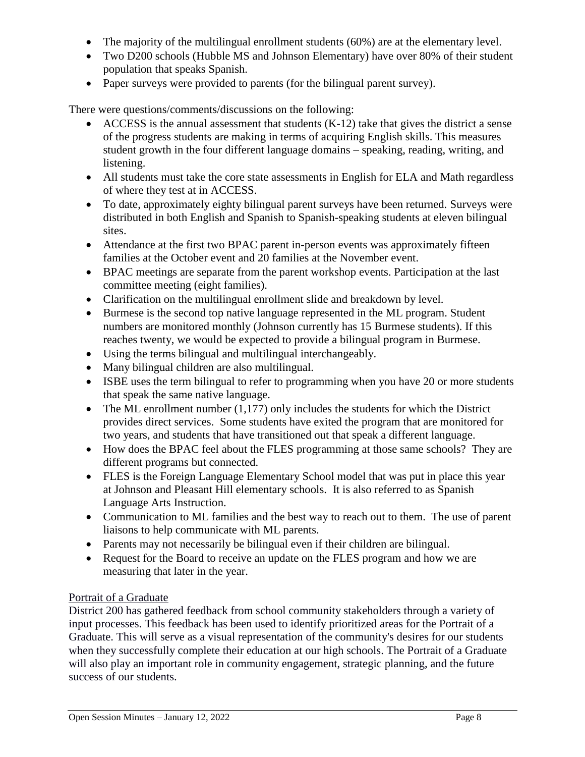- The majority of the multilingual enrollment students (60%) are at the elementary level.
- Two D200 schools (Hubble MS and Johnson Elementary) have over 80% of their student population that speaks Spanish.
- Paper surveys were provided to parents (for the bilingual parent survey).

There were questions/comments/discussions on the following:

- ACCESS is the annual assessment that students (K-12) take that gives the district a sense of the progress students are making in terms of acquiring English skills. This measures student growth in the four different language domains – speaking, reading, writing, and listening.
- All students must take the core state assessments in English for ELA and Math regardless of where they test at in ACCESS.
- To date, approximately eighty bilingual parent surveys have been returned. Surveys were distributed in both English and Spanish to Spanish-speaking students at eleven bilingual sites.
- Attendance at the first two BPAC parent in-person events was approximately fifteen families at the October event and 20 families at the November event.
- BPAC meetings are separate from the parent workshop events. Participation at the last committee meeting (eight families).
- Clarification on the multilingual enrollment slide and breakdown by level.
- Burmese is the second top native language represented in the ML program. Student numbers are monitored monthly (Johnson currently has 15 Burmese students). If this reaches twenty, we would be expected to provide a bilingual program in Burmese.
- Using the terms bilingual and multilingual interchangeably.
- Many bilingual children are also multilingual.
- ISBE uses the term bilingual to refer to programming when you have 20 or more students that speak the same native language.
- The ML enrollment number (1,177) only includes the students for which the District provides direct services. Some students have exited the program that are monitored for two years, and students that have transitioned out that speak a different language.
- How does the BPAC feel about the FLES programming at those same schools? They are different programs but connected.
- FLES is the Foreign Language Elementary School model that was put in place this year at Johnson and Pleasant Hill elementary schools. It is also referred to as Spanish Language Arts Instruction.
- Communication to ML families and the best way to reach out to them. The use of parent liaisons to help communicate with ML parents.
- Parents may not necessarily be bilingual even if their children are bilingual.
- Request for the Board to receive an update on the FLES program and how we are measuring that later in the year.

Portrait of a Graduate

District 200 has gathered feedback from school community stakeholders through a variety of input processes. This feedback has been used to identify prioritized areas for the Portrait of a Graduate. This will serve as a visual representation of the community's desires for our students when they successfully complete their education at our high schools. The Portrait of a Graduate will also play an important role in community engagement, strategic planning, and the future success of our students.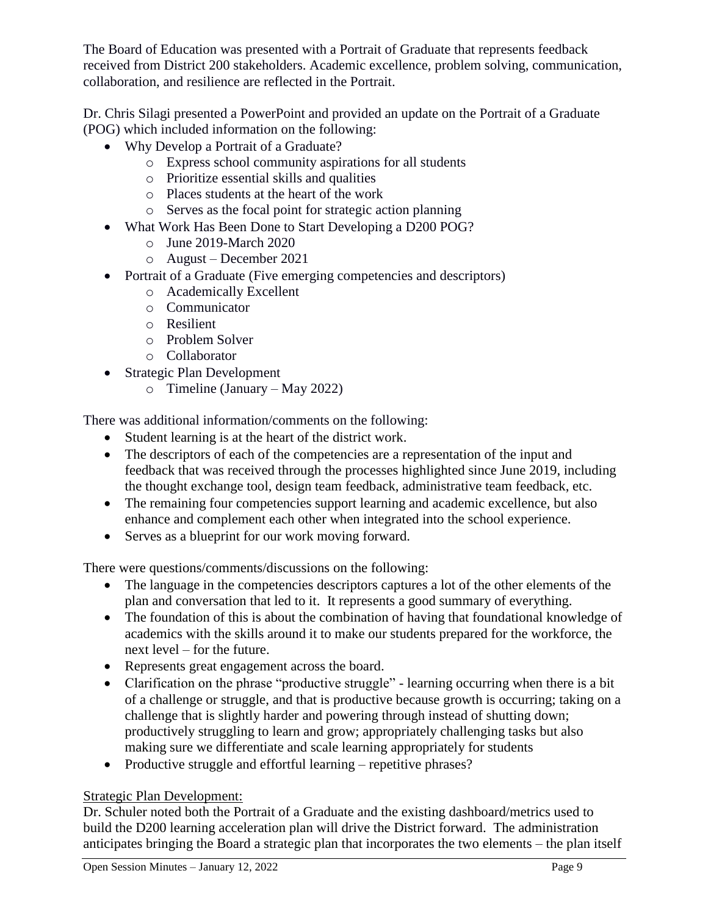The Board of Education was presented with a Portrait of Graduate that represents feedback received from District 200 stakeholders. Academic excellence, problem solving, communication, collaboration, and resilience are reflected in the Portrait.

Dr. Chris Silagi presented a PowerPoint and provided an update on the Portrait of a Graduate (POG) which included information on the following:

- Why Develop a Portrait of a Graduate?
  - Express school community aspirations for all students
  - Prioritize essential skills and qualities
  - Places students at the heart of the work
  - Serves as the focal point for strategic action planning
- What Work Has Been Done to Start Developing a D200 POG?
  - June 2019-March 2020
  - August – December 2021
- Portrait of a Graduate (Five emerging competencies and descriptors)
  - Academically Excellent
  - Communicator
  - Resilient
  - Problem Solver
  - Collaborator
- Strategic Plan Development
  - Timeline (January – May 2022)

There was additional information/comments on the following:

- Student learning is at the heart of the district work.
- The descriptors of each of the competencies are a representation of the input and feedback that was received through the processes highlighted since June 2019, including the thought exchange tool, design team feedback, administrative team feedback, etc.
- The remaining four competencies support learning and academic excellence, but also enhance and complement each other when integrated into the school experience.
- Serves as a blueprint for our work moving forward.

There were questions/comments/discussions on the following:

- The language in the competencies descriptors captures a lot of the other elements of the plan and conversation that led to it. It represents a good summary of everything.
- The foundation of this is about the combination of having that foundational knowledge of academics with the skills around it to make our students prepared for the workforce, the next level – for the future.
- Represents great engagement across the board.
- Clarification on the phrase "productive struggle" - learning occurring when there is a bit of a challenge or struggle, and that is productive because growth is occurring; taking on a challenge that is slightly harder and powering through instead of shutting down; productively struggling to learn and grow; appropriately challenging tasks but also making sure we differentiate and scale learning appropriately for students
- Productive struggle and effortful learning – repetitive phrases?

<u>Strategic Plan Development:</u>
Dr. Schuler noted both the Portrait of a Graduate and the existing dashboard/metrics used to build the D200 learning acceleration plan will drive the District forward. The administration anticipates bringing the Board a strategic plan that incorporates the two elements – the plan itself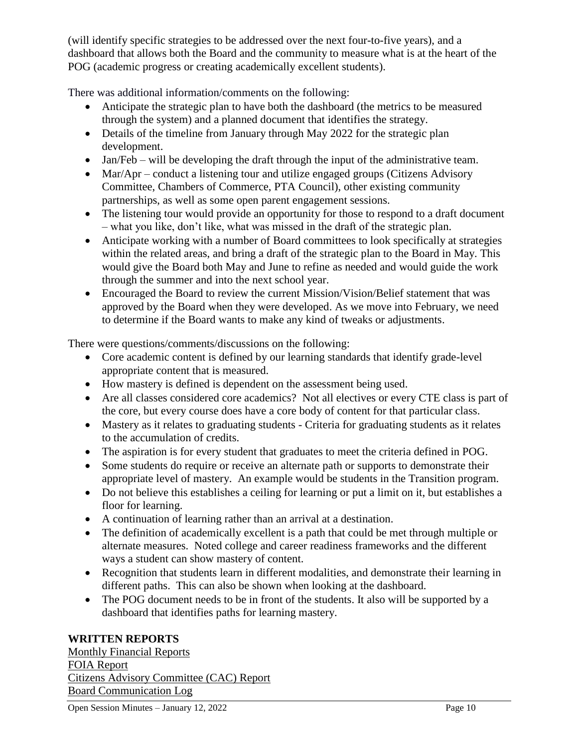(will identify specific strategies to be addressed over the next four-to-five years), and a dashboard that allows both the Board and the community to measure what is at the heart of the POG (academic progress or creating academically excellent students).

There was additional information/comments on the following:

- Anticipate the strategic plan to have both the dashboard (the metrics to be measured through the system) and a planned document that identifies the strategy.
- Details of the timeline from January through May 2022 for the strategic plan development.
- Jan/Feb – will be developing the draft through the input of the administrative team.
- Mar/Apr – conduct a listening tour and utilize engaged groups (Citizens Advisory Committee, Chambers of Commerce, PTA Council), other existing community partnerships, as well as some open parent engagement sessions.
- The listening tour would provide an opportunity for those to respond to a draft document – what you like, don't like, what was missed in the draft of the strategic plan.
- Anticipate working with a number of Board committees to look specifically at strategies within the related areas, and bring a draft of the strategic plan to the Board in May. This would give the Board both May and June to refine as needed and would guide the work through the summer and into the next school year.
- Encouraged the Board to review the current Mission/Vision/Belief statement that was approved by the Board when they were developed. As we move into February, we need to determine if the Board wants to make any kind of tweaks or adjustments.

There were questions/comments/discussions on the following:

- Core academic content is defined by our learning standards that identify grade-level appropriate content that is measured.
- How mastery is defined is dependent on the assessment being used.
- Are all classes considered core academics? Not all electives or every CTE class is part of the core, but every course does have a core body of content for that particular class.
- Mastery as it relates to graduating students - Criteria for graduating students as it relates to the accumulation of credits.
- The aspiration is for every student that graduates to meet the criteria defined in POG.
- Some students do require or receive an alternate path or supports to demonstrate their appropriate level of mastery. An example would be students in the Transition program.
- Do not believe this establishes a ceiling for learning or put a limit on it, but establishes a floor for learning.
- A continuation of learning rather than an arrival at a destination.
- The definition of academically excellent is a path that could be met through multiple or alternate measures. Noted college and career readiness frameworks and the different ways a student can show mastery of content.
- Recognition that students learn in different modalities, and demonstrate their learning in different paths. This can also be shown when looking at the dashboard.
- The POG document needs to be in front of the students. It also will be supported by a dashboard that identifies paths for learning mastery.

**WRITTEN REPORTS**

Monthly Financial Reports
FOIA Report
Citizens Advisory Committee (CAC) Report
Board Communication Log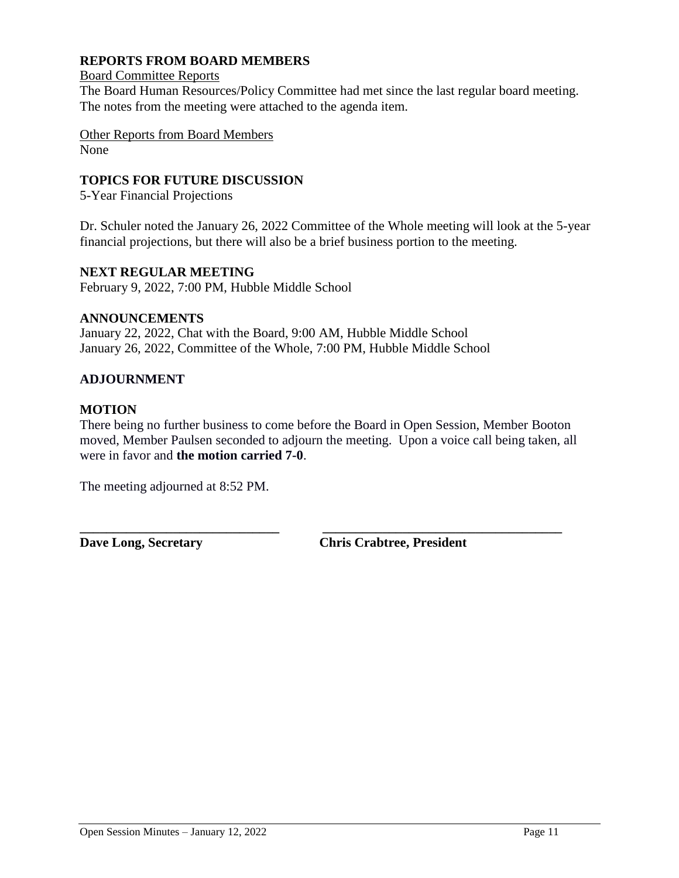## REPORTS FROM BOARD MEMBERS

Board Committee Reports

The Board Human Resources/Policy Committee had met since the last regular board meeting. The notes from the meeting were attached to the agenda item.

Other Reports from Board Members

None

## TOPICS FOR FUTURE DISCUSSION

5-Year Financial Projections

Dr. Schuler noted the January 26, 2022 Committee of the Whole meeting will look at the 5-year financial projections, but there will also be a brief business portion to the meeting.

## NEXT REGULAR MEETING

February 9, 2022, 7:00 PM, Hubble Middle School

## ANNOUNCEMENTS

January 22, 2022, Chat with the Board, 9:00 AM, Hubble Middle School
January 26, 2022, Committee of the Whole, 7:00 PM, Hubble Middle School

## ADJOURNMENT

## MOTION

There being no further business to come before the Board in Open Session, Member Booton moved, Member Paulsen seconded to adjourn the meeting. Upon a voice call being taken, all were in favor and **the motion carried 7-0**.

The meeting adjourned at 8:52 PM.

_______________________________ _____________________________________

**Dave Long, Secretary** **Chris Crabtree, President**